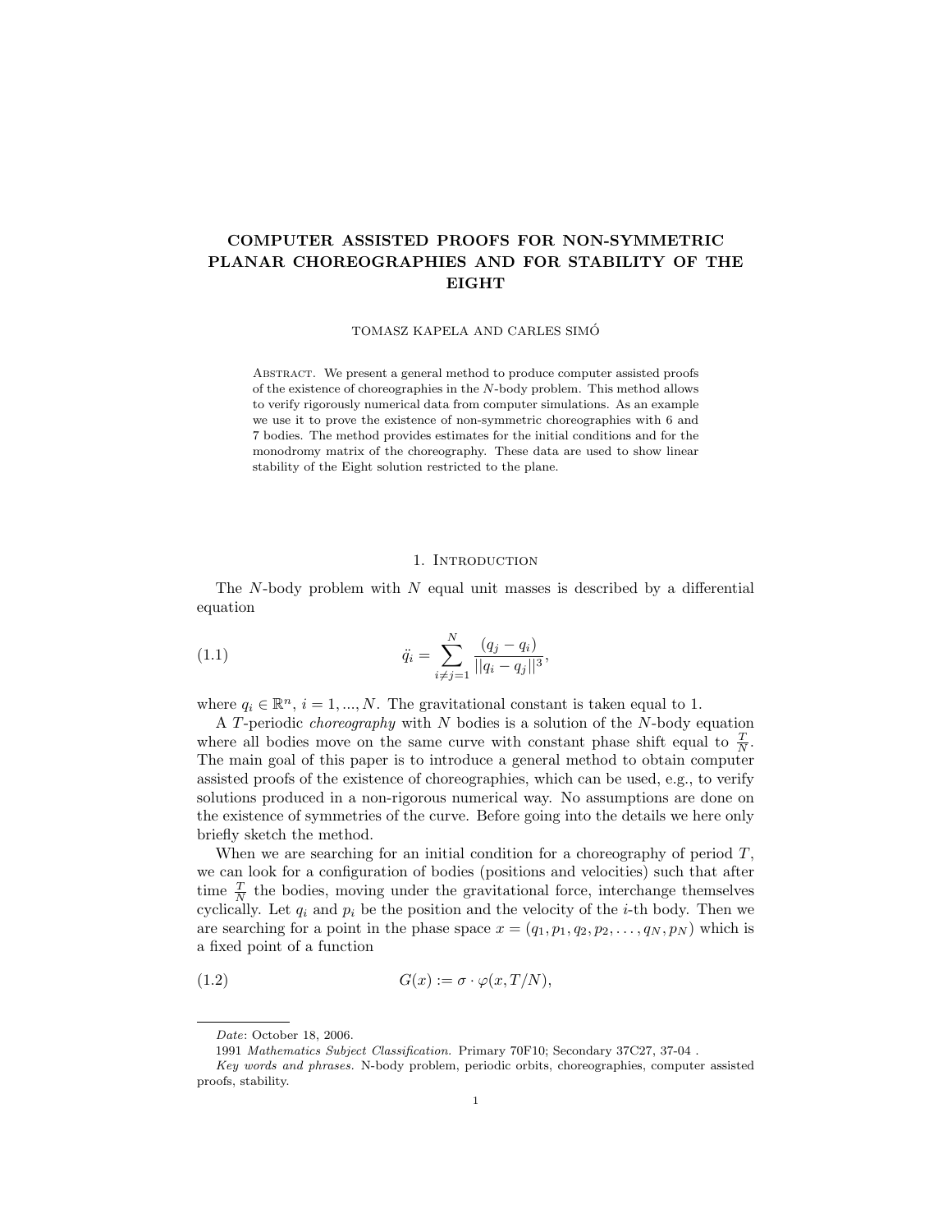# COMPUTER ASSISTED PROOFS FOR NON-SYMMETRIC PLANAR CHOREOGRAPHIES AND FOR STABILITY OF THE EIGHT

TOMASZ KAPELA AND CARLES SIMÓ

Abstract. We present a general method to produce computer assisted proofs of the existence of choreographies in the $N$-body problem. This method allows to verify rigorously numerical data from computer simulations. As an example we use it to prove the existence of non-symmetric choreographies with 6 and 7 bodies. The method provides estimates for the initial conditions and for the monodromy matrix of the choreography. These data are used to show linear stability of the Eight solution restricted to the plane.

## 1. Introduction

The $N$-body problem with $N$ equal unit masses is described by a differential equation

$$\ddot{q}_i = \sum_{i \neq j = 1}^{N} \frac{(q_j - q_i)}{||q_i - q_j||^3}, \tag{1.1}$$

where $q_i \in \mathbb{R}^n$, $i = 1, ..., N$. The gravitational constant is taken equal to 1.

A $T$-periodic *choreography* with $N$ bodies is a solution of the $N$-body equation where all bodies move on the same curve with constant phase shift equal to $\frac{T}{N}$. The main goal of this paper is to introduce a general method to obtain computer assisted proofs of the existence of choreographies, which can be used, e.g., to verify solutions produced in a non-rigorous numerical way. No assumptions are done on the existence of symmetries of the curve. Before going into the details we here only briefly sketch the method.

When we are searching for an initial condition for a choreography of period $T$, we can look for a configuration of bodies (positions and velocities) such that after time $\frac{T}{N}$ the bodies, moving under the gravitational force, interchange themselves cyclically. Let $q_i$ and $p_i$ be the position and the velocity of the $i$-th body. Then we are searching for a point in the phase space $x = (q_1, p_1, q_2, p_2, \ldots, q_N, p_N)$ which is a fixed point of a function

$$G(x) := \sigma \cdot \varphi(x, T/N), \tag{1.2}$$

---

*Date*: October 18, 2006.

1991 *Mathematics Subject Classification.* Primary 70F10; Secondary 37C27, 37-04 .

*Key words and phrases.* N-body problem, periodic orbits, choreographies, computer assisted proofs, stability.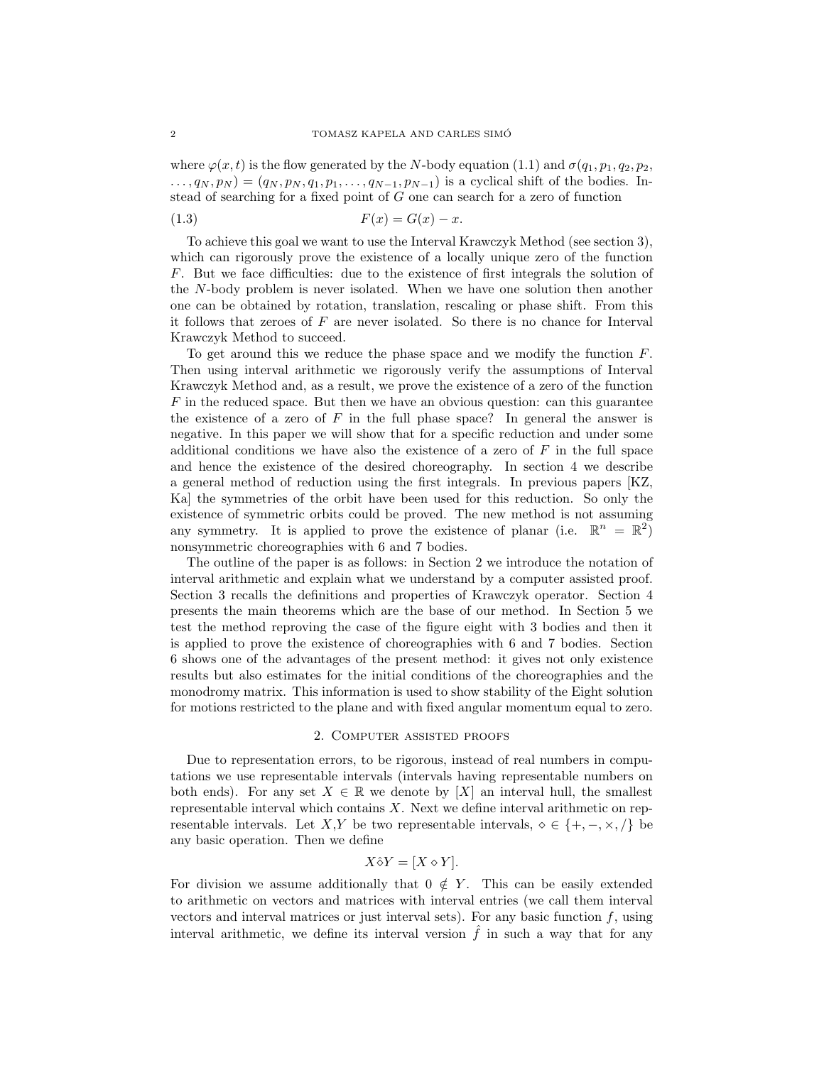where $\varphi(x,t)$ is the flow generated by the $N$-body equation (1.1) and $\sigma(q_1, p_1, q_2, p_2, \ldots, q_N, p_N) = (q_N, p_N, q_1, p_1, \ldots, q_{N-1}, p_{N-1})$ is a cyclical shift of the bodies. Instead of searching for a fixed point of $G$ one can search for a zero of function

$$F(x) = G(x) - x. \tag{1.3}$$

To achieve this goal we want to use the Interval Krawczyk Method (see section 3), which can rigorously prove the existence of a locally unique zero of the function $F$. But we face difficulties: due to the existence of first integrals the solution of the $N$-body problem is never isolated. When we have one solution then another one can be obtained by rotation, translation, rescaling or phase shift. From this it follows that zeroes of $F$ are never isolated. So there is no chance for Interval Krawczyk Method to succeed.

To get around this we reduce the phase space and we modify the function $F$. Then using interval arithmetic we rigorously verify the assumptions of Interval Krawczyk Method and, as a result, we prove the existence of a zero of the function $F$ in the reduced space. But then we have an obvious question: can this guarantee the existence of a zero of $F$ in the full phase space? In general the answer is negative. In this paper we will show that for a specific reduction and under some additional conditions we have also the existence of a zero of $F$ in the full space and hence the existence of the desired choreography. In section 4 we describe a general method of reduction using the first integrals. In previous papers [KZ, Ka] the symmetries of the orbit have been used for this reduction. So only the existence of symmetric orbits could be proved. The new method is not assuming any symmetry. It is applied to prove the existence of planar (i.e. $\mathbb{R}^n = \mathbb{R}^2$) nonsymmetric choreographies with 6 and 7 bodies.

The outline of the paper is as follows: in Section 2 we introduce the notation of interval arithmetic and explain what we understand by a computer assisted proof. Section 3 recalls the definitions and properties of Krawczyk operator. Section 4 presents the main theorems which are the base of our method. In Section 5 we test the method reproving the case of the figure eight with 3 bodies and then it is applied to prove the existence of choreographies with 6 and 7 bodies. Section 6 shows one of the advantages of the present method: it gives not only existence results but also estimates for the initial conditions of the choreographies and the monodromy matrix. This information is used to show stability of the Eight solution for motions restricted to the plane and with fixed angular momentum equal to zero.

## 2. Computer assisted proofs

Due to representation errors, to be rigorous, instead of real numbers in computations we use representable intervals (intervals having representable numbers on both ends). For any set $X \in \mathbb{R}$ we denote by $[X]$ an interval hull, the smallest representable interval which contains $X$. Next we define interval arithmetic on representable intervals. Let $X$,$Y$ be two representable intervals, $\diamond \in \{+, -, \times, /\}$ be any basic operation. Then we define

$$X \hat{\diamond} Y = [X \diamond Y].$$

For division we assume additionally that $0 \notin Y$. This can be easily extended to arithmetic on vectors and matrices with interval entries (we call them interval vectors and interval matrices or just interval sets). For any basic function $f$, using interval arithmetic, we define its interval version $\hat{f}$ in such a way that for any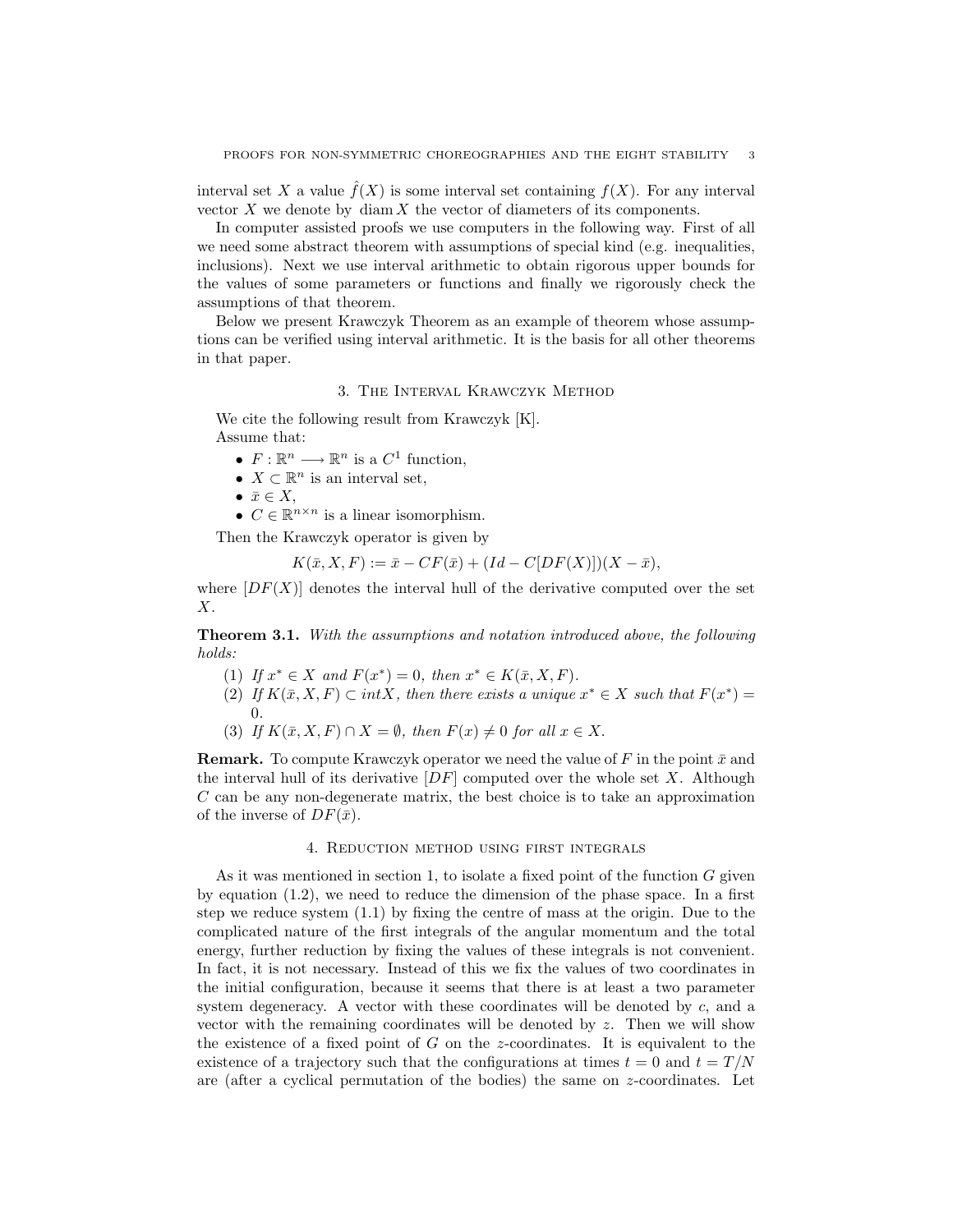interval set $X$ a value $\hat{f}(X)$ is some interval set containing $f(X)$. For any interval vector $X$ we denote by $\operatorname{diam} X$ the vector of diameters of its components.

In computer assisted proofs we use computers in the following way. First of all we need some abstract theorem with assumptions of special kind (e.g. inequalities, inclusions). Next we use interval arithmetic to obtain rigorous upper bounds for the values of some parameters or functions and finally we rigorously check the assumptions of that theorem.

Below we present Krawczyk Theorem as an example of theorem whose assumptions can be verified using interval arithmetic. It is the basis for all other theorems in that paper.

## 3. The Interval Krawczyk Method

We cite the following result from Krawczyk [K].

Assume that:

- $F : \mathbb{R}^n \longrightarrow \mathbb{R}^n$ is a $C^1$ function,
- $X \subset \mathbb{R}^n$ is an interval set,
- $\bar{x} \in X$,
- $C \in \mathbb{R}^{n \times n}$ is a linear isomorphism.

Then the Krawczyk operator is given by

$$K(\bar{x}, X, F) := \bar{x} - CF(\bar{x}) + (Id - C[DF(X)])(X - \bar{x}),$$

where $[DF(X)]$ denotes the interval hull of the derivative computed over the set $X$.

**Theorem 3.1.** *With the assumptions and notation introduced above, the following holds:*

1. *If $x^* \in X$ and $F(x^*) = 0$, then $x^* \in K(\bar{x}, X, F)$.*
2. *If $K(\bar{x}, X, F) \subset intX$, then there exists a unique $x^* \in X$ such that $F(x^*) = 0$.*
3. *If $K(\bar{x}, X, F) \cap X = \emptyset$, then $F(x) \neq 0$ for all $x \in X$.*

**Remark.** To compute Krawczyk operator we need the value of $F$ in the point $\bar{x}$ and the interval hull of its derivative $[DF]$ computed over the whole set $X$. Although $C$ can be any non-degenerate matrix, the best choice is to take an approximation of the inverse of $DF(\bar{x})$.

## 4. Reduction method using first integrals

As it was mentioned in section 1, to isolate a fixed point of the function $G$ given by equation (1.2), we need to reduce the dimension of the phase space. In a first step we reduce system (1.1) by fixing the centre of mass at the origin. Due to the complicated nature of the first integrals of the angular momentum and the total energy, further reduction by fixing the values of these integrals is not convenient. In fact, it is not necessary. Instead of this we fix the values of two coordinates in the initial configuration, because it seems that there is at least a two parameter system degeneracy. A vector with these coordinates will be denoted by $c$, and a vector with the remaining coordinates will be denoted by $z$. Then we will show the existence of a fixed point of $G$ on the $z$-coordinates. It is equivalent to the existence of a trajectory such that the configurations at times $t = 0$ and $t = T/N$ are (after a cyclical permutation of the bodies) the same on $z$-coordinates. Let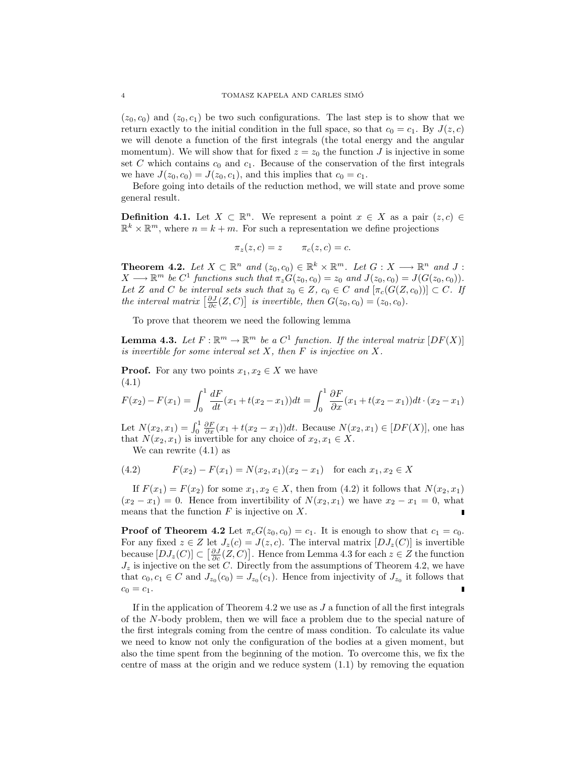$(z_0, c_0)$ and $(z_0, c_1)$ be two such configurations. The last step is to show that we return exactly to the initial condition in the full space, so that $c_0 = c_1$. By $J(z, c)$ we will denote a function of the first integrals (the total energy and the angular momentum). We will show that for fixed $z = z_0$ the function $J$ is injective in some set $C$ which contains $c_0$ and $c_1$. Because of the conservation of the first integrals we have $J(z_0, c_0) = J(z_0, c_1)$, and this implies that $c_0 = c_1$.

Before going into details of the reduction method, we will state and prove some general result.

**Definition 4.1.** Let $X \subset \mathbb{R}^n$. We represent a point $x \in X$ as a pair $(z, c) \in \mathbb{R}^k \times \mathbb{R}^m$, where $n = k + m$. For such a representation we define projections

$$\pi_z(z, c) = z \qquad \pi_c(z, c) = c.$$

**Theorem 4.2.** *Let $X \subset \mathbb{R}^n$ and $(z_0, c_0) \in \mathbb{R}^k \times \mathbb{R}^m$. Let $G : X \longrightarrow \mathbb{R}^n$ and $J : X \longrightarrow \mathbb{R}^m$ be $C^1$ functions such that $\pi_z G(z_0, c_0) = z_0$ and $J(z_0, c_0) = J(G(z_0, c_0))$. Let $Z$ and $C$ be interval sets such that $z_0 \in Z$, $c_0 \in C$ and $[\pi_c(G(Z, c_0))] \subset C$. If the interval matrix $\left[\frac{\partial J}{\partial c}(Z, C)\right]$ is invertible, then $G(z_0, c_0) = (z_0, c_0)$.*

To prove that theorem we need the following lemma

**Lemma 4.3.** *Let $F : \mathbb{R}^m \to \mathbb{R}^m$ be a $C^1$ function. If the interval matrix $[DF(X)]$ is invertible for some interval set $X$, then $F$ is injective on $X$.*

**Proof.** For any two points $x_1, x_2 \in X$ we have

$$F(x_2) - F(x_1) = \int_0^1 \frac{dF}{dt}(x_1 + t(x_2 - x_1))dt = \int_0^1 \frac{\partial F}{\partial x}(x_1 + t(x_2 - x_1))dt \cdot (x_2 - x_1) \tag{4.1}$$

Let $N(x_2, x_1) = \int_0^1 \frac{\partial F}{\partial x}(x_1 + t(x_2 - x_1))dt$. Because $N(x_2, x_1) \in [DF(X)]$, one has that $N(x_2, x_1)$ is invertible for any choice of $x_2, x_1 \in X$.

We can rewrite (4.1) as

$$F(x_2) - F(x_1) = N(x_2, x_1)(x_2 - x_1) \quad \text{for each } x_1, x_2 \in X \tag{4.2}$$

If $F(x_1) = F(x_2)$ for some $x_1, x_2 \in X$, then from (4.2) it follows that $N(x_2, x_1)$ $(x_2 - x_1) = 0$. Hence from invertibility of $N(x_2, x_1)$ we have $x_2 - x_1 = 0$, what means that the function $F$ is injective on $X$. ∎

**Proof of Theorem 4.2** Let $\pi_c G(z_0, c_0) = c_1$. It is enough to show that $c_1 = c_0$. For any fixed $z \in Z$ let $J_z(c) = J(z, c)$. The interval matrix $[DJ_z(C)]$ is invertible because $[DJ_z(C)] \subset \left[\frac{\partial J}{\partial c}(Z, C)\right]$. Hence from Lemma 4.3 for each $z \in Z$ the function $J_z$ is injective on the set $C$. Directly from the assumptions of Theorem 4.2, we have that $c_0, c_1 \in C$ and $J_{z_0}(c_0) = J_{z_0}(c_1)$. Hence from injectivity of $J_{z_0}$ it follows that $c_0 = c_1$. ∎

If in the application of Theorem 4.2 we use as $J$ a function of all the first integrals of the $N$-body problem, then we will face a problem due to the special nature of the first integrals coming from the centre of mass condition. To calculate its value we need to know not only the configuration of the bodies at a given moment, but also the time spent from the beginning of the motion. To overcome this, we fix the centre of mass at the origin and we reduce system (1.1) by removing the equation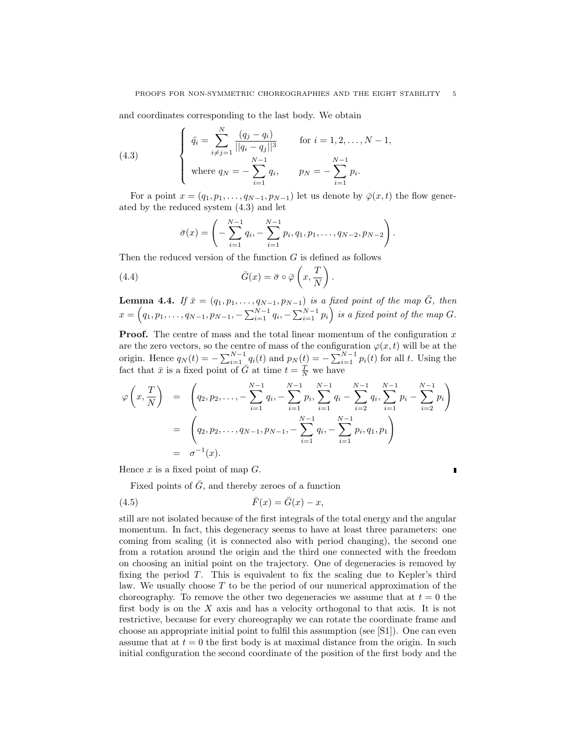and coordinates corresponding to the last body. We obtain

$$
\begin{cases} \ddot{q}_i = \displaystyle\sum_{i \neq j=1}^{N} \frac{(q_j - q_i)}{||q_i - q_j||^3} & \text{for } i = 1, 2, \ldots, N-1, \\ \text{where } q_N = -\displaystyle\sum_{i=1}^{N-1} q_i, & p_N = -\displaystyle\sum_{i=1}^{N-1} p_i. \end{cases} \tag{4.3}
$$

For a point $x = (q_1, p_1, \ldots, q_{N-1}, p_{N-1})$ let us denote by $\bar{\varphi}(x, t)$ the flow generated by the reduced system (4.3) and let

$$
\bar{\sigma}(x) = \left( -\sum_{i=1}^{N-1} q_i, -\sum_{i=1}^{N-1} p_i, q_1, p_1, \ldots, q_{N-2}, p_{N-2} \right).
$$

Then the reduced version of the function $G$ is defined as follows

$$
\bar{G}(x) = \bar{\sigma} \circ \bar{\varphi}\left(x, \frac{T}{N}\right). \tag{4.4}
$$

**Lemma 4.4.** *If $\bar{x} = (q_1, p_1, \ldots, q_{N-1}, p_{N-1})$ is a fixed point of the map $\bar{G}$, then $x = \left(q_1, p_1, \ldots, q_{N-1}, p_{N-1}, -\sum_{i=1}^{N-1} q_i, -\sum_{i=1}^{N-1} p_i\right)$ is a fixed point of the map $G$.*

**Proof.** The centre of mass and the total linear momentum of the configuration $x$ are the zero vectors, so the centre of mass of the configuration $\varphi(x, t)$ will be at the origin. Hence $q_N(t) = -\sum_{i=1}^{N-1} q_i(t)$ and $p_N(t) = -\sum_{i=1}^{N-1} p_i(t)$ for all $t$. Using the fact that $\bar{x}$ is a fixed point of $\bar{G}$ at time $t = \frac{T}{N}$ we have

$$
\begin{aligned}
\varphi\left(x, \frac{T}{N}\right) &= \left(q_2, p_2, \ldots, -\sum_{i=1}^{N-1} q_i, -\sum_{i=1}^{N-1} p_i, \sum_{i=1}^{N-1} q_i - \sum_{i=2}^{N-1} q_i, \sum_{i=1}^{N-1} p_i - \sum_{i=2}^{N-1} p_i\right) \\
&= \left(q_2, p_2, \ldots, q_{N-1}, p_{N-1}, -\sum_{i=1}^{N-1} q_i, -\sum_{i=1}^{N-1} p_i, q_1, p_1\right) \\
&= \sigma^{-1}(x).
\end{aligned}
$$

Hence $x$ is a fixed point of map $G$. ∎

Fixed points of $\bar{G}$, and thereby zeroes of a function

$$
\bar{F}(x) = \bar{G}(x) - x, \tag{4.5}
$$

still are not isolated because of the first integrals of the total energy and the angular momentum. In fact, this degeneracy seems to have at least three parameters: one coming from scaling (it is connected also with period changing), the second one from a rotation around the origin and the third one connected with the freedom on choosing an initial point on the trajectory. One of degeneracies is removed by fixing the period $T$. This is equivalent to fix the scaling due to Kepler's third law. We usually choose $T$ to be the period of our numerical approximation of the choreography. To remove the other two degeneracies we assume that at $t = 0$ the first body is on the $X$ axis and has a velocity orthogonal to that axis. It is not restrictive, because for every choreography we can rotate the coordinate frame and choose an appropriate initial point to fulfil this assumption (see [S1]). One can even assume that at $t = 0$ the first body is at maximal distance from the origin. In such initial configuration the second coordinate of the position of the first body and the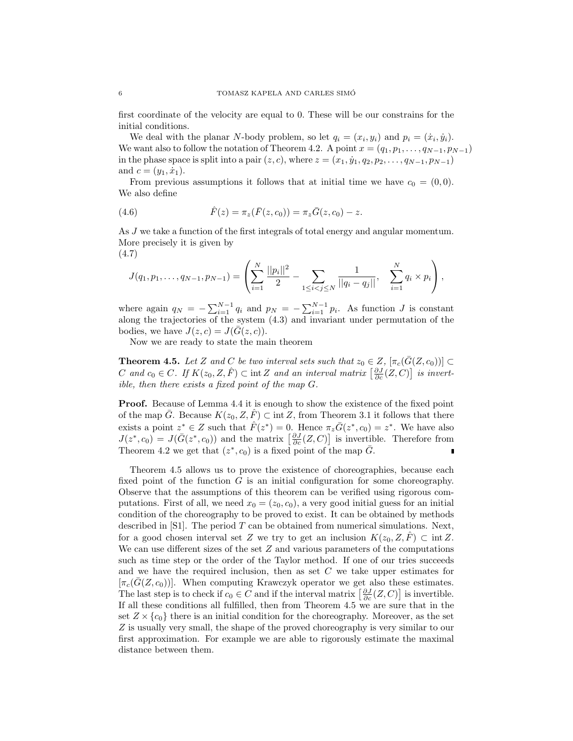first coordinate of the velocity are equal to 0. These will be our constrains for the initial conditions.

We deal with the planar $N$-body problem, so let $q_i = (x_i, y_i)$ and $p_i = (\dot{x}_i, \dot{y}_i)$. We want also to follow the notation of Theorem 4.2. A point $x = (q_1, p_1, \ldots, q_{N-1}, p_{N-1})$ in the phase space is split into a pair $(z, c)$, where $z = (x_1, \dot{y}_1, q_2, p_2, \ldots, q_{N-1}, p_{N-1})$ and $c = (y_1, \dot{x}_1)$.

From previous assumptions it follows that at initial time we have $c_0 = (0, 0)$. We also define

$$\hat{F}(z) = \pi_z(\bar{F}(z, c_0)) = \pi_z \bar{G}(z, c_0) - z. \tag{4.6}$$

As $J$ we take a function of the first integrals of total energy and angular momentum. More precisely it is given by

(4.7)

$$J(q_1, p_1, \ldots, q_{N-1}, p_{N-1}) = \left( \sum_{i=1}^{N} \frac{||p_i||^2}{2} - \sum_{1 \le i < j \le N} \frac{1}{||q_i - q_j||}, \quad \sum_{i=1}^{N} q_i \times p_i \right),$$

where again $q_N = -\sum_{i=1}^{N-1} q_i$ and $p_N = -\sum_{i=1}^{N-1} p_i$. As function $J$ is constant along the trajectories of the system (4.3) and invariant under permutation of the bodies, we have $J(z, c) = J(\bar{G}(z, c))$.

Now we are ready to state the main theorem

**Theorem 4.5.** *Let $Z$ and $C$ be two interval sets such that $z_0 \in Z$, $[\pi_c(\bar{G}(Z, c_0))] \subset C$ and $c_0 \in C$. If $K(z_0, Z, \hat{F}) \subset \operatorname{int} Z$ and an interval matrix $\left[\frac{\partial J}{\partial c}(Z, C)\right]$ is invertible, then there exists a fixed point of the map $G$.*

**Proof.** Because of Lemma 4.4 it is enough to show the existence of the fixed point of the map $\bar{G}$. Because $K(z_0, Z, \hat{F}) \subset \operatorname{int} Z$, from Theorem 3.1 it follows that there exists a point $z^* \in Z$ such that $\hat{F}(z^*) = 0$. Hence $\pi_z \bar{G}(z^*, c_0) = z^*$. We have also $J(z^*, c_0) = J(\bar{G}(z^*, c_0))$ and the matrix $\left[\frac{\partial J}{\partial c}(Z, C)\right]$ is invertible. Therefore from Theorem 4.2 we get that $(z^*, c_0)$ is a fixed point of the map $\bar{G}$. ∎

Theorem 4.5 allows us to prove the existence of choreographies, because each fixed point of the function $G$ is an initial configuration for some choreography. Observe that the assumptions of this theorem can be verified using rigorous computations. First of all, we need $x_0 = (z_0, c_0)$, a very good initial guess for an initial condition of the choreography to be proved to exist. It can be obtained by methods described in [S1]. The period $T$ can be obtained from numerical simulations. Next, for a good chosen interval set $Z$ we try to get an inclusion $K(z_0, Z, \hat{F}) \subset \operatorname{int} Z$. We can use different sizes of the set $Z$ and various parameters of the computations such as time step or the order of the Taylor method. If one of our tries succeeds and we have the required inclusion, then as set $C$ we take upper estimates for $[\pi_c(\bar{G}(Z, c_0))]$. When computing Krawczyk operator we get also these estimates. The last step is to check if $c_0 \in C$ and if the interval matrix $\left[\frac{\partial J}{\partial c}(Z, C)\right]$ is invertible. If all these conditions all fulfilled, then from Theorem 4.5 we are sure that in the set $Z \times \{c_0\}$ there is an initial condition for the choreography. Moreover, as the set $Z$ is usually very small, the shape of the proved choreography is very similar to our first approximation. For example we are able to rigorously estimate the maximal distance between them.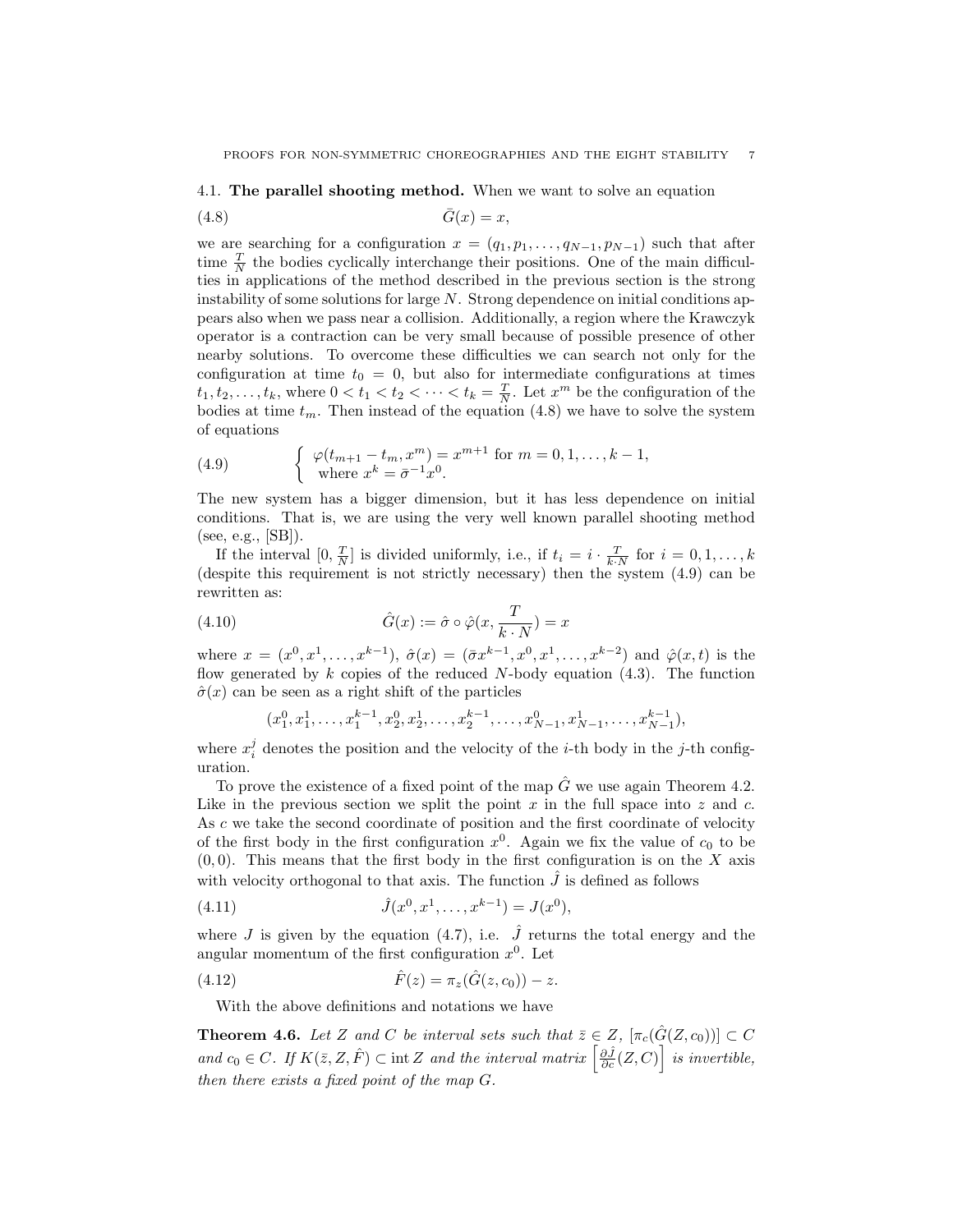### 4.1. The parallel shooting method.

When we want to solve an equation

$$\bar{G}(x) = x, \tag{4.8}$$

we are searching for a configuration $x = (q_1, p_1, \ldots, q_{N-1}, p_{N-1})$ such that after time $\frac{T}{N}$ the bodies cyclically interchange their positions. One of the main difficulties in applications of the method described in the previous section is the strong instability of some solutions for large $N$. Strong dependence on initial conditions appears also when we pass near a collision. Additionally, a region where the Krawczyk operator is a contraction can be very small because of possible presence of other nearby solutions. To overcome these difficulties we can search not only for the configuration at time $t_0 = 0$, but also for intermediate configurations at times $t_1, t_2, \ldots, t_k$, where $0 < t_1 < t_2 < \cdots < t_k = \frac{T}{N}$. Let $x^m$ be the configuration of the bodies at time $t_m$. Then instead of the equation (4.8) we have to solve the system of equations

$$\begin{cases} \varphi(t_{m+1} - t_m, x^m) = x^{m+1} \text{ for } m = 0, 1, \ldots, k-1, \\ \text{where } x^k = \bar{\sigma}^{-1} x^0. \end{cases} \tag{4.9}$$

The new system has a bigger dimension, but it has less dependence on initial conditions. That is, we are using the very well known parallel shooting method (see, e.g., [SB]).

If the interval $[0, \frac{T}{N}]$ is divided uniformly, i.e., if $t_i = i \cdot \frac{T}{k \cdot N}$ for $i = 0, 1, \ldots, k$ (despite this requirement is not strictly necessary) then the system (4.9) can be rewritten as:

$$\hat{G}(x) := \hat{\sigma} \circ \hat{\varphi}(x, \frac{T}{k \cdot N}) = x \tag{4.10}$$

where $x = (x^0, x^1, \ldots, x^{k-1})$, $\hat{\sigma}(x) = (\bar{\sigma} x^{k-1}, x^0, x^1, \ldots, x^{k-2})$ and $\hat{\varphi}(x, t)$ is the flow generated by $k$ copies of the reduced $N$-body equation (4.3). The function $\hat{\sigma}(x)$ can be seen as a right shift of the particles

$$(x_1^0, x_1^1, \ldots, x_1^{k-1}, x_2^0, x_2^1, \ldots, x_2^{k-1}, \ldots, x_{N-1}^0, x_{N-1}^1, \ldots, x_{N-1}^{k-1}),$$

where $x_i^j$ denotes the position and the velocity of the $i$-th body in the $j$-th configuration.

To prove the existence of a fixed point of the map $\hat{G}$ we use again Theorem 4.2. Like in the previous section we split the point $x$ in the full space into $z$ and $c$. As $c$ we take the second coordinate of position and the first coordinate of velocity of the first body in the first configuration $x^0$. Again we fix the value of $c_0$ to be $(0, 0)$. This means that the first body in the first configuration is on the $X$ axis with velocity orthogonal to that axis. The function $\hat{J}$ is defined as follows

$$\hat{J}(x^0, x^1, \ldots, x^{k-1}) = J(x^0), \tag{4.11}$$

where $J$ is given by the equation (4.7), i.e. $\hat{J}$ returns the total energy and the angular momentum of the first configuration $x^0$. Let

$$\hat{F}(z) = \pi_z(\hat{G}(z, c_0)) - z. \tag{4.12}$$

With the above definitions and notations we have

**Theorem 4.6.** *Let $Z$ and $C$ be interval sets such that $\bar{z} \in Z$, $[\pi_c(\hat{G}(Z, c_0))] \subset C$ and $c_0 \in C$. If $K(\bar{z}, Z, \hat{F}) \subset \operatorname{int} Z$ and the interval matrix $\left[\frac{\partial \hat{J}}{\partial c}(Z, C)\right]$ is invertible, then there exists a fixed point of the map $G$.*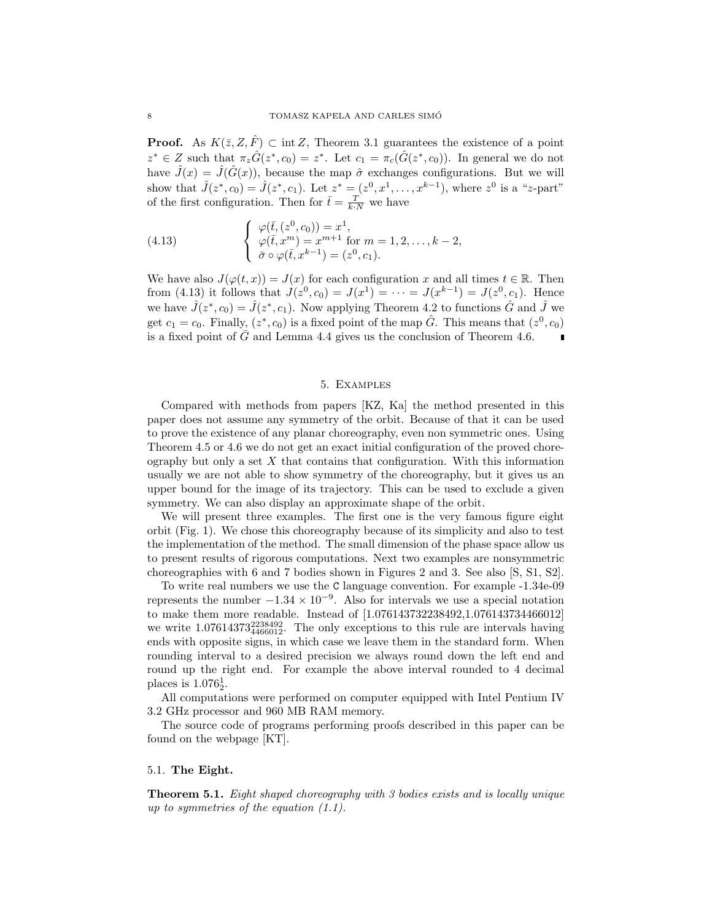**Proof.** As $K(\bar{z}, Z, \hat{F}) \subset \operatorname{int} Z$, Theorem 3.1 guarantees the existence of a point $z^* \in Z$ such that $\pi_z \hat{G}(z^*, c_0) = z^*$. Let $c_1 = \pi_c(\hat{G}(z^*, c_0))$. In general we do not have $\hat{J}(x) = \hat{J}(\hat{G}(x))$, because the map $\hat{\sigma}$ exchanges configurations. But we will show that $\hat{J}(z^*, c_0) = \hat{J}(z^*, c_1)$. Let $z^* = (z^0, x^1, \ldots, x^{k-1})$, where $z^0$ is a "$z$-part" of the first configuration. Then for $\bar{t} = \frac{T}{k \cdot N}$ we have

$$
\begin{cases} \varphi(\bar{t}, (z^0, c_0)) = x^1, \\ \varphi(\bar{t}, x^m) = x^{m+1} \text{ for } m = 1, 2, \ldots, k-2, \\ \bar{\sigma} \circ \varphi(\bar{t}, x^{k-1}) = (z^0, c_1). \end{cases} \tag{4.13}
$$

We have also $J(\varphi(t, x)) = J(x)$ for each configuration $x$ and all times $t \in \mathbb{R}$. Then from (4.13) it follows that $J(z^0, c_0) = J(x^1) = \cdots = J(x^{k-1}) = J(z^0, c_1)$. Hence we have $\hat{J}(z^*, c_0) = \hat{J}(z^*, c_1)$. Now applying Theorem 4.2 to functions $\hat{G}$ and $\hat{J}$ we get $c_1 = c_0$. Finally, $(z^*, c_0)$ is a fixed point of the map $\hat{G}$. This means that $(z^0, c_0)$ is a fixed point of $\bar{G}$ and Lemma 4.4 gives us the conclusion of Theorem 4.6. ∎

## 5. Examples

Compared with methods from papers [KZ, Ka] the method presented in this paper does not assume any symmetry of the orbit. Because of that it can be used to prove the existence of any planar choreography, even non symmetric ones. Using Theorem 4.5 or 4.6 we do not get an exact initial configuration of the proved choreography but only a set $X$ that contains that configuration. With this information usually we are not able to show symmetry of the choreography, but it gives us an upper bound for the image of its trajectory. This can be used to exclude a given symmetry. We can also display an approximate shape of the orbit.

We will present three examples. The first one is the very famous figure eight orbit (Fig. 1). We chose this choreography because of its simplicity and also to test the implementation of the method. The small dimension of the phase space allow us to present results of rigorous computations. Next two examples are nonsymmetric choreographies with 6 and 7 bodies shown in Figures 2 and 3. See also [S, S1, S2].

To write real numbers we use the `C` language convention. For example -1.34e-09 represents the number $-1.34 \times 10^{-9}$. Also for intervals we use a special notation to make them more readable. Instead of [1.076143732238492,1.076143734466012] we write $1.07614373^{2238492}_{4466012}$. The only exceptions to this rule are intervals having ends with opposite signs, in which case we leave them in the standard form. When rounding interval to a desired precision we always round down the left end and round up the right end. For example the above interval rounded to 4 decimal places is $1.076^{1}_{2}$.

All computations were performed on computer equipped with Intel Pentium IV 3.2 GHz processor and 960 MB RAM memory.

The source code of programs performing proofs described in this paper can be found on the webpage [KT].

### 5.1. **The Eight.**

**Theorem 5.1.** *Eight shaped choreography with 3 bodies exists and is locally unique up to symmetries of the equation (1.1).*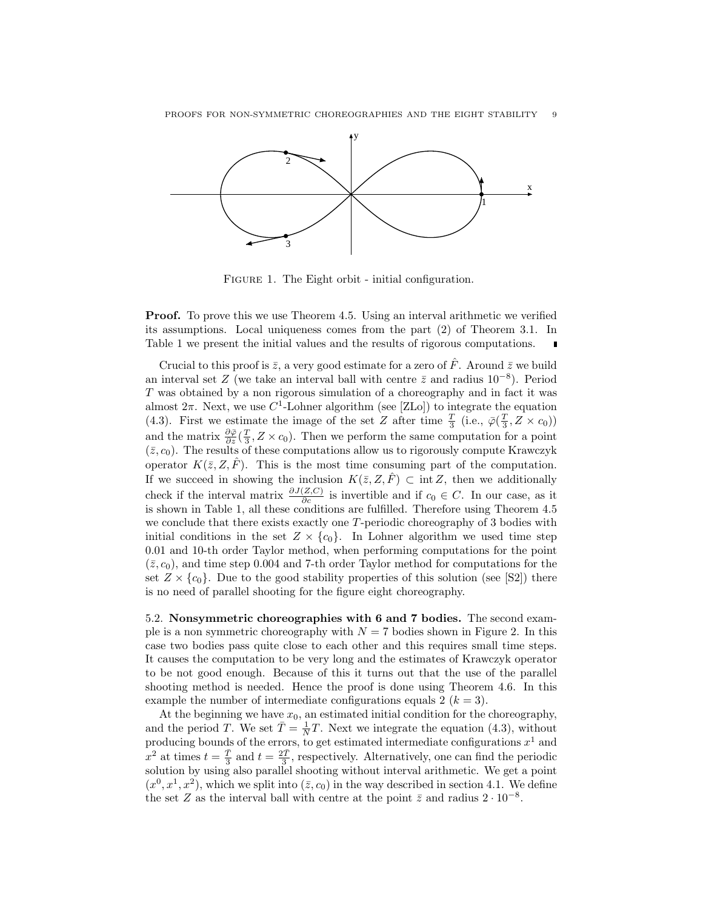FIGURE 1. The Eight orbit - initial configuration.

**Proof.** To prove this we use Theorem 4.5. Using an interval arithmetic we verified its assumptions. Local uniqueness comes from the part (2) of Theorem 3.1. In Table 1 we present the initial values and the results of rigorous computations. ∎

Crucial to this proof is $\bar{z}$, a very good estimate for a zero of $\hat{F}$. Around $\bar{z}$ we build an interval set $Z$ (we take an interval ball with centre $\bar{z}$ and radius $10^{-8}$). Period $T$ was obtained by a non rigorous simulation of a choreography and in fact it was almost $2\pi$. Next, we use $C^1$-Lohner algorithm (see [ZLo]) to integrate the equation (4.3). First we estimate the image of the set $Z$ after time $\frac{T}{3}$ (i.e., $\bar{\varphi}(\frac{T}{3}, Z \times c_0)$) and the matrix $\frac{\partial \bar{\varphi}}{\partial z}(\frac{T}{3}, Z \times c_0)$. Then we perform the same computation for a point $(\bar{z}, c_0)$. The results of these computations allow us to rigorously compute Krawczyk operator $K(\bar{z}, Z, \hat{F})$. This is the most time consuming part of the computation. If we succeed in showing the inclusion $K(\bar{z}, Z, \hat{F}) \subset \operatorname{int} Z$, then we additionally check if the interval matrix $\frac{\partial J(Z,C)}{\partial c}$ is invertible and if $c_0 \in C$. In our case, as it is shown in Table 1, all these conditions are fulfilled. Therefore using Theorem 4.5 we conclude that there exists exactly one $T$-periodic choreography of 3 bodies with initial conditions in the set $Z \times \{c_0\}$. In Lohner algorithm we used time step 0.01 and 10-th order Taylor method, when performing computations for the point $(\bar{z}, c_0)$, and time step 0.004 and 7-th order Taylor method for computations for the set $Z \times \{c_0\}$. Due to the good stability properties of this solution (see [S2]) there is no need of parallel shooting for the figure eight choreography.

5.2. **Nonsymmetric choreographies with 6 and 7 bodies.** The second example is a non symmetric choreography with $N = 7$ bodies shown in Figure 2. In this case two bodies pass quite close to each other and this requires small time steps. It causes the computation to be very long and the estimates of Krawczyk operator to be not good enough. Because of this it turns out that the use of the parallel shooting method is needed. Hence the proof is done using Theorem 4.6. In this example the number of intermediate configurations equals 2 ($k = 3$).

At the beginning we have $x_0$, an estimated initial condition for the choreography, and the period $T$. We set $\bar{T} = \frac{1}{N}T$. Next we integrate the equation (4.3), without producing bounds of the errors, to get estimated intermediate configurations $x^1$ and $x^2$ at times $t = \frac{\bar{T}}{3}$ and $t = \frac{2\bar{T}}{3}$, respectively. Alternatively, one can find the periodic solution by using also parallel shooting without interval arithmetic. We get a point $(x^0, x^1, x^2)$, which we split into $(\bar{z}, c_0)$ in the way described in section 4.1. We define the set $Z$ as the interval ball with centre at the point $\bar{z}$ and radius $2 \cdot 10^{-8}$.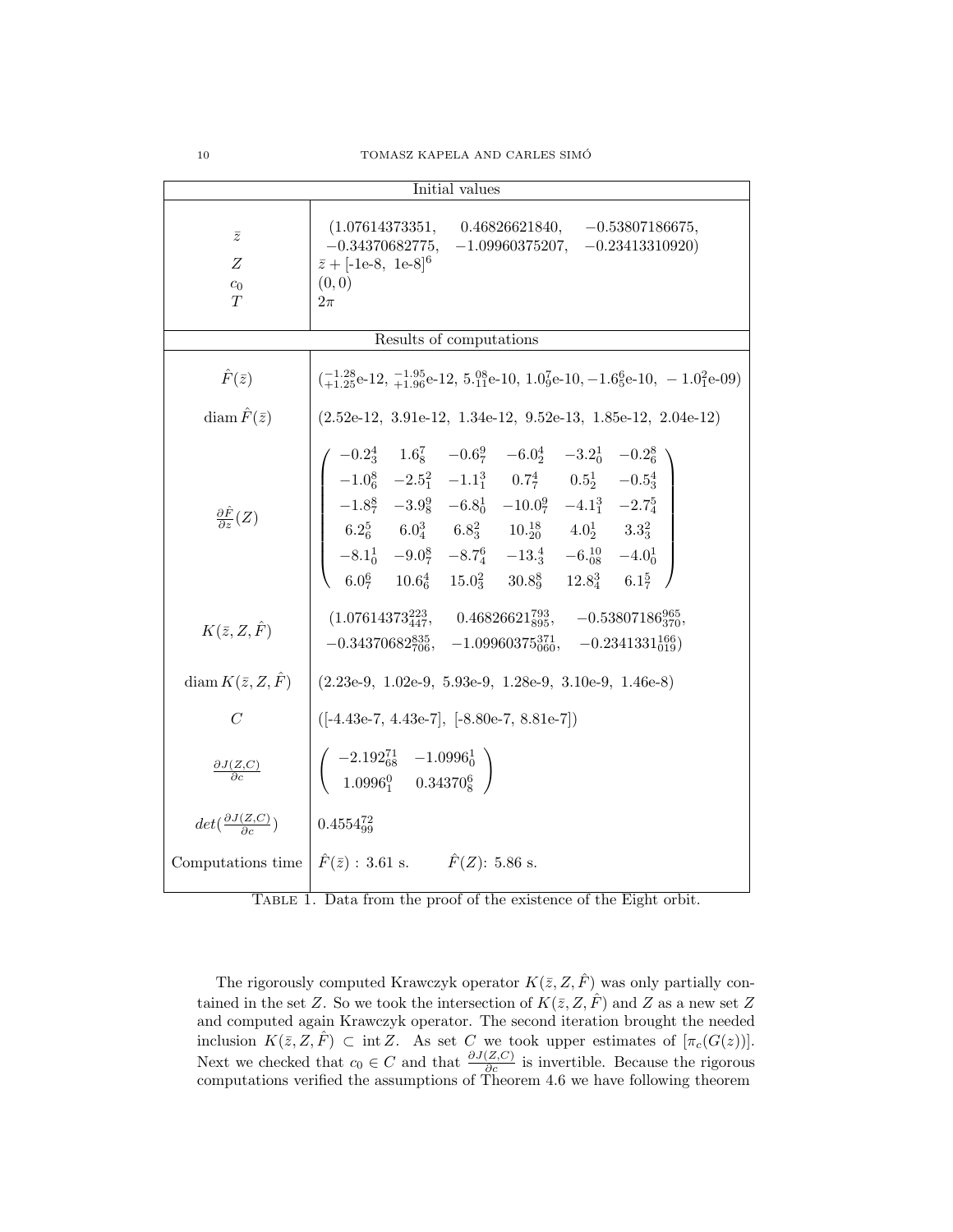| Initial values | |
|---|---|
| $\bar{z}$ | $(1.07614373351,\ 0.46826621840,\ -0.53807186675,$ $-0.34370682775,\ -1.09960375207,\ -0.23413310920)$ |
| $Z$ | $\bar{z} + [\text{-1e-8},\ \text{1e-8}]^6$ |
| $c_0$ | $(0, 0)$ |
| $T$ | $2\pi$ |
| **Results of computations** | |
| $\hat{F}(\bar{z})$ | $({}^{-1.28}_{+1.25}\text{e-12},\ {}^{-1.95}_{+1.96}\text{e-12},\ 5.^{08}_{11}\text{e-10},\ 1.0^{7}_{9}\text{e-10}, -1.6^{6}_{5}\text{e-10},\ -1.0^{2}_{1}\text{e-09})$ |
| $\operatorname{diam} \hat{F}(\bar{z})$ | (2.52e-12, 3.91e-12, 1.34e-12, 9.52e-13, 1.85e-12, 2.04e-12) |
| $\frac{\partial \hat{F}}{\partial z}(Z)$ | $\begin{pmatrix} -0.2^{4}_{3} & 1.6^{7}_{8} & -0.6^{9}_{7} & -6.0^{4}_{2} & -3.2^{1}_{0} & -0.2^{8}_{6} \\ -1.0^{8}_{6} & -2.5^{2}_{1} & -1.1^{3}_{1} & 0.7^{4}_{7} & 0.5^{1}_{2} & -0.5^{4}_{3} \\ -1.8^{8}_{7} & -3.9^{9}_{8} & -6.8^{1}_{0} & -10.0^{9}_{7} & -4.1^{3}_{1} & -2.7^{5}_{4} \\ 6.2^{5}_{6} & 6.0^{3}_{4} & 6.8^{2}_{3} & 10.^{18}_{20} & 4.0^{1}_{2} & 3.3^{2}_{3} \\ -8.1^{1}_{0} & -9.0^{8}_{7} & -8.7^{6}_{4} & -13.^{4}_{3} & -6.^{10}_{08} & -4.0^{1}_{0} \\ 6.0^{6}_{7} & 10.6^{4}_{6} & 15.0^{2}_{3} & 30.8^{8}_{9} & 12.8^{3}_{4} & 6.1^{5}_{7} \end{pmatrix}$ |
| $K(\bar{z}, Z, \hat{F})$ | $(1.07614373^{223}_{447},\ 0.46826621^{793}_{895},\ -0.53807186^{965}_{370},$ $-0.34370682^{835}_{706},\ -1.09960375^{371}_{060},\ -0.2341331^{166}_{019})$ |
| $\operatorname{diam} K(\bar{z}, Z, \hat{F})$ | (2.23e-9, 1.02e-9, 5.93e-9, 1.28e-9, 3.10e-9, 1.46e-8) |
| $C$ | ([-4.43e-7, 4.43e-7], [-8.80e-7, 8.81e-7]) |
| $\frac{\partial J(Z,C)}{\partial c}$ | $\begin{pmatrix} -2.192^{71}_{68} & -1.0996^{1}_{0} \\ 1.0996^{0}_{1} & 0.34370^{6}_{8} \end{pmatrix}$ |
| $det(\frac{\partial J(Z,C)}{\partial c})$ | $0.4554^{72}_{99}$ |
| Computations time | $\hat{F}(\bar{z})$ : 3.61 s. $\quad$ $\hat{F}(Z)$: 5.86 s. |

Table 1. Data from the proof of the existence of the Eight orbit.

The rigorously computed Krawczyk operator $K(\bar{z}, Z, \hat{F})$ was only partially contained in the set $Z$. So we took the intersection of $K(\bar{z}, Z, \hat{F})$ and $Z$ as a new set $Z$ and computed again Krawczyk operator. The second iteration brought the needed inclusion $K(\bar{z}, Z, \hat{F}) \subset \operatorname{int} Z$. As set $C$ we took upper estimates of $[\pi_c(G(z))]$. Next we checked that $c_0 \in C$ and that $\frac{\partial J(Z,C)}{\partial c}$ is invertible. Because the rigorous computations verified the assumptions of Theorem 4.6 we have following theorem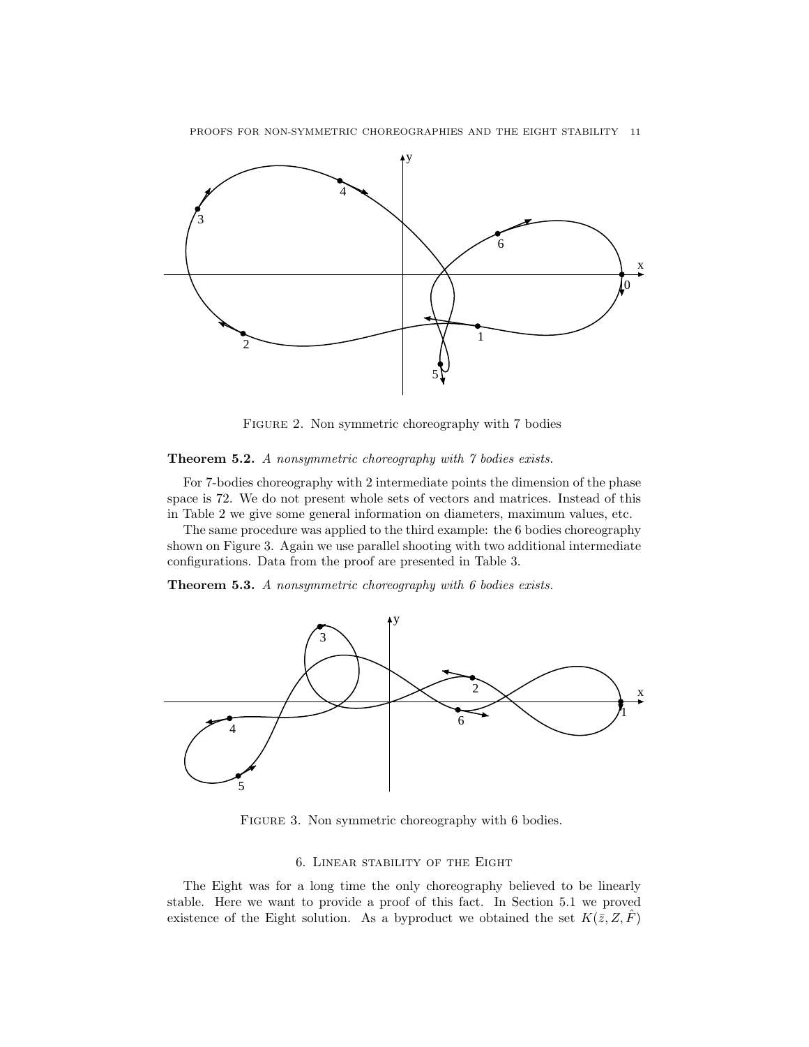Figure 2. Non symmetric choreography with 7 bodies

**Theorem 5.2.** *A nonsymmetric choreography with 7 bodies exists.*

For 7-bodies choreography with 2 intermediate points the dimension of the phase space is 72. We do not present whole sets of vectors and matrices. Instead of this in Table 2 we give some general information on diameters, maximum values, etc.

The same procedure was applied to the third example: the 6 bodies choreography shown on Figure 3. Again we use parallel shooting with two additional intermediate configurations. Data from the proof are presented in Table 3.

**Theorem 5.3.** *A nonsymmetric choreography with 6 bodies exists.*

Figure 3. Non symmetric choreography with 6 bodies.

## 6. Linear stability of the Eight

The Eight was for a long time the only choreography believed to be linearly stable. Here we want to provide a proof of this fact. In Section 5.1 we proved existence of the Eight solution. As a byproduct we obtained the set $K(\bar{z}, Z, \hat{F})$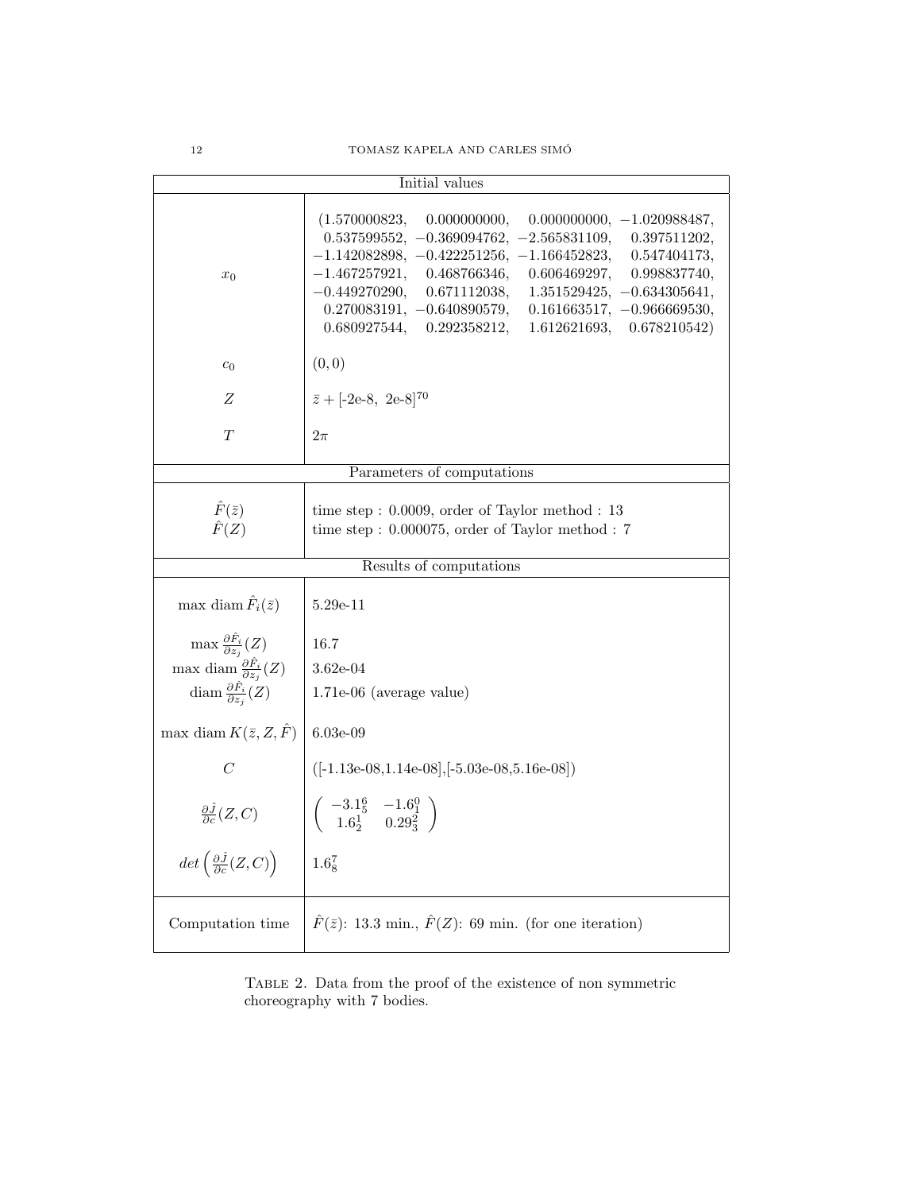| Initial values | |
|---|---|
| $x_0$ | $(1.570000823,\ 0.000000000,\ 0.000000000,\ -1.020988487,$ $0.537599552,\ -0.369094762,\ -2.565831109,\ 0.397511202,$ $-1.142082898,\ -0.422251256,\ -1.166452823,\ 0.547404173,$ $-1.467257921,\ 0.468766346,\ 0.606469297,\ 0.998837740,$ $-0.449270290,\ 0.671112038,\ 1.351529425,\ -0.634305641,$ $0.270083191,\ -0.640890579,\ 0.161663517,\ -0.966669530,$ $0.680927544,\ 0.292358212,\ 1.612621693,\ 0.678210542)$ |
| $c_0$ | $(0,0)$ |
| $Z$ | $\bar{z} + [\text{-2e-8},\ \text{2e-8}]^{70}$ |
| $T$ | $2\pi$ |
| **Parameters of computations** | |
| $\hat{F}(\bar{z})$ | time step : 0.0009, order of Taylor method : 13 |
| $\hat{F}(Z)$ | time step : 0.000075, order of Taylor method : 7 |
| **Results of computations** | |
| $\max \operatorname{diam} \hat{F}_i(\bar{z})$ | 5.29e-11 |
| $\max \frac{\partial \hat{F}_i}{\partial z_j}(Z)$ | 16.7 |
| $\max \operatorname{diam} \frac{\partial \hat{F}_i}{\partial z_j}(Z)$ | 3.62e-04 |
| $\operatorname{diam} \frac{\partial \hat{F}_i}{\partial z_j}(Z)$ | 1.71e-06 (average value) |
| $\max \operatorname{diam} K(\bar{z}, Z, \hat{F})$ | 6.03e-09 |
| $C$ | ([-1.13e-08,1.14e-08],[-5.03e-08,5.16e-08]) |
| $\frac{\partial \hat{J}}{\partial c}(Z,C)$ | $\begin{pmatrix} -3.1_5^6 & -1.6_1^0 \\ 1.6_2^1 & 0.29_3^2 \end{pmatrix}$ |
| $\det\left(\frac{\partial \hat{J}}{\partial c}(Z,C)\right)$ | $1.6_8^7$ |
| Computation time | $\hat{F}(\bar{z})$: 13.3 min., $\hat{F}(Z)$: 69 min. (for one iteration) |

Table 2. Data from the proof of the existence of non symmetric choreography with 7 bodies.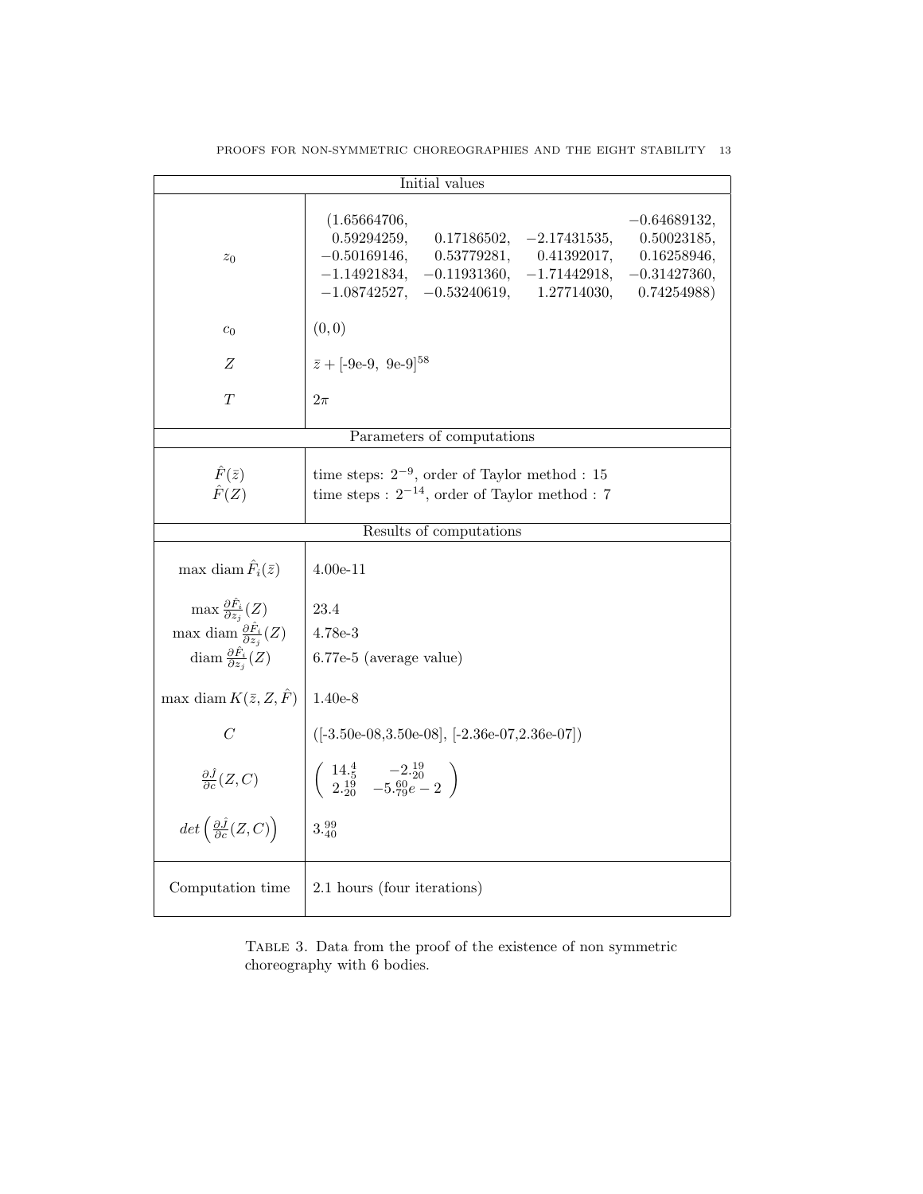| Initial values | |
|---|---|
| $z_0$ | (1.65664706, −0.64689132, 0.59294259, 0.17186502, −2.17431535, 0.50023185, −0.50169146, 0.53779281, 0.41392017, 0.16258946, −1.14921834, −0.11931360, −1.71442918, −0.31427360, −1.08742527, −0.53240619, 1.27714030, 0.74254988) |
| $c_0$ | $(0, 0)$ |
| $Z$ | $\bar{z} + [\text{-9e-9},\ \text{9e-9}]^{58}$ |
| $T$ | $2\pi$ |
| **Parameters of computations** | |
| $\hat{F}(\bar{z})$ | time steps: $2^{-9}$, order of Taylor method : 15 |
| $\hat{F}(Z)$ | time steps : $2^{-14}$, order of Taylor method : 7 |
| **Results of computations** | |
| $\max \operatorname{diam} \hat{F}_i(\bar{z})$ | 4.00e-11 |
| $\max \frac{\partial \hat{F}_i}{\partial z_j}(Z)$ | 23.4 |
| $\max \operatorname{diam} \frac{\partial \hat{F}_i}{\partial z_j}(Z)$ | 4.78e-3 |
| $\operatorname{diam} \frac{\partial \hat{F}_i}{\partial z_j}(Z)$ | 6.77e-5 (average value) |
| $\max \operatorname{diam} K(\bar{z}, Z, \hat{F})$ | 1.40e-8 |
| $C$ | ([-3.50e-08,3.50e-08], [-2.36e-07,2.36e-07]) |
| $\frac{\partial \hat{J}}{\partial c}(Z, C)$ | $\begin{pmatrix} 14._{5}^{4} & -2._{20}^{19} \\ 2._{20}^{19} & -5._{79}^{60}e-2 \end{pmatrix}$ |
| $det\left(\frac{\partial \hat{J}}{\partial c}(Z, C)\right)$ | $3._{40}^{99}$ |
| Computation time | 2.1 hours (four iterations) |

Table 3. Data from the proof of the existence of non symmetric choreography with 6 bodies.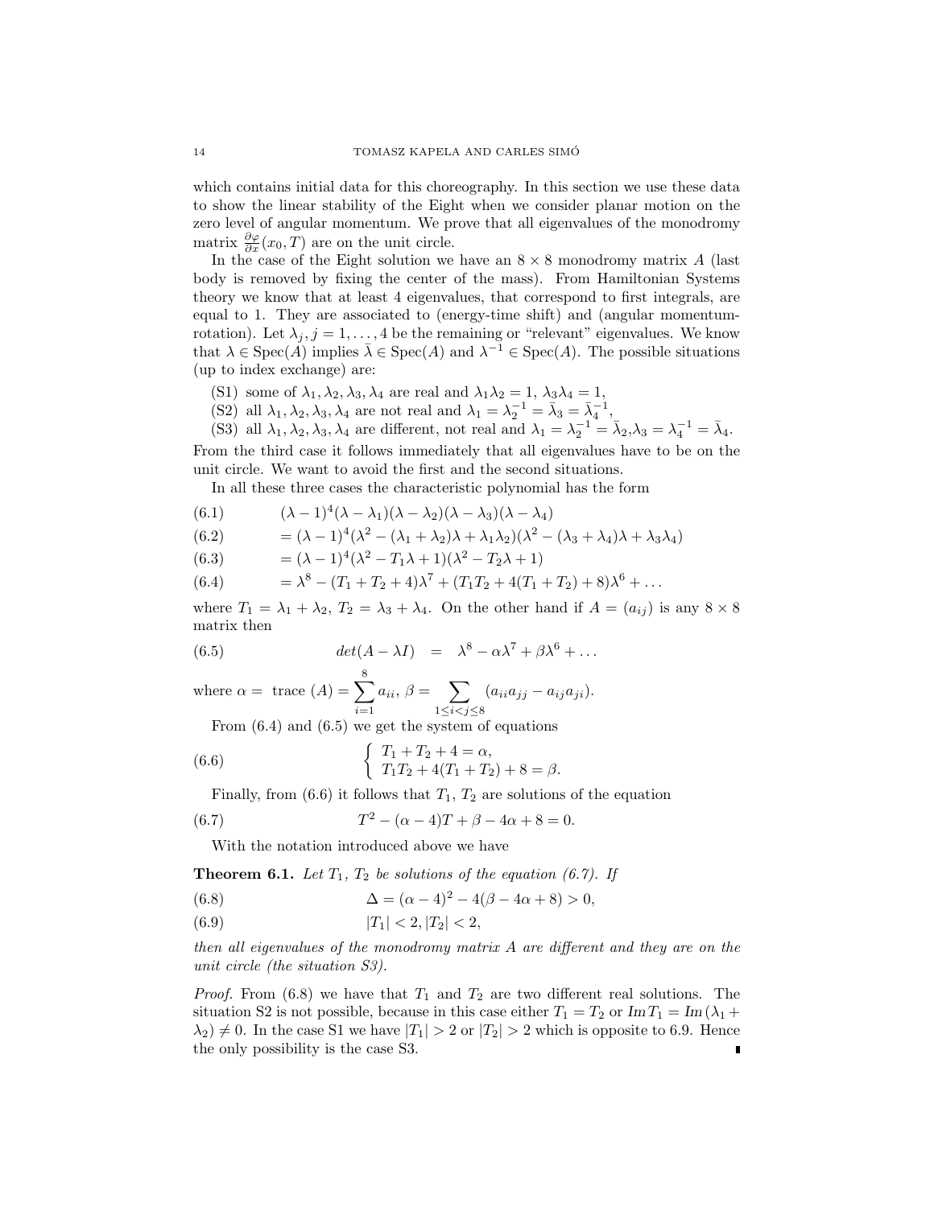which contains initial data for this choreography. In this section we use these data to show the linear stability of the Eight when we consider planar motion on the zero level of angular momentum. We prove that all eigenvalues of the monodromy matrix $\frac{\partial \varphi}{\partial x}(x_0, T)$ are on the unit circle.

In the case of the Eight solution we have an $8 \times 8$ monodromy matrix $A$ (last body is removed by fixing the center of the mass). From Hamiltonian Systems theory we know that at least 4 eigenvalues, that correspond to first integrals, are equal to 1. They are associated to (energy-time shift) and (angular momentum-rotation). Let $\lambda_j, j = 1, \ldots, 4$ be the remaining or "relevant" eigenvalues. We know that $\lambda \in \mathrm{Spec}(A)$ implies $\bar{\lambda} \in \mathrm{Spec}(A)$ and $\lambda^{-1} \in \mathrm{Spec}(A)$. The possible situations (up to index exchange) are:

(S1) some of $\lambda_1, \lambda_2, \lambda_3, \lambda_4$ are real and $\lambda_1 \lambda_2 = 1$, $\lambda_3 \lambda_4 = 1$,

(S2) all $\lambda_1, \lambda_2, \lambda_3, \lambda_4$ are not real and $\lambda_1 = \lambda_2^{-1} = \bar{\lambda}_3 = \bar{\lambda}_4^{-1}$,

(S3) all $\lambda_1, \lambda_2, \lambda_3, \lambda_4$ are different, not real and $\lambda_1 = \lambda_2^{-1} = \bar{\lambda}_2, \lambda_3 = \lambda_4^{-1} = \bar{\lambda}_4$.

From the third case it follows immediately that all eigenvalues have to be on the unit circle. We want to avoid the first and the second situations.

In all these three cases the characteristic polynomial has the form

$$
\begin{aligned}
&(6.1) \qquad (\lambda - 1)^4 (\lambda - \lambda_1)(\lambda - \lambda_2)(\lambda - \lambda_3)(\lambda - \lambda_4) \\
&(6.2) \qquad = (\lambda - 1)^4 (\lambda^2 - (\lambda_1 + \lambda_2)\lambda + \lambda_1 \lambda_2)(\lambda^2 - (\lambda_3 + \lambda_4)\lambda + \lambda_3 \lambda_4) \\
&(6.3) \qquad = (\lambda - 1)^4 (\lambda^2 - T_1 \lambda + 1)(\lambda^2 - T_2 \lambda + 1) \\
&(6.4) \qquad = \lambda^8 - (T_1 + T_2 + 4)\lambda^7 + (T_1 T_2 + 4(T_1 + T_2) + 8)\lambda^6 + \ldots
\end{aligned}
$$

where $T_1 = \lambda_1 + \lambda_2$, $T_2 = \lambda_3 + \lambda_4$. On the other hand if $A = (a_{ij})$ is any $8 \times 8$ matrix then

$$
det(A - \lambda I) \quad = \quad \lambda^8 - \alpha \lambda^7 + \beta \lambda^6 + \ldots \tag{6.5}
$$

where $\alpha = \text{ trace } (A) = \sum_{i=1}^{8} a_{ii}$, $\beta = \sum_{1 \le i < j \le 8} (a_{ii} a_{jj} - a_{ij} a_{ji})$.

From (6.4) and (6.5) we get the system of equations

$$
\begin{cases} T_1 + T_2 + 4 = \alpha, \\ T_1 T_2 + 4(T_1 + T_2) + 8 = \beta. \end{cases} \tag{6.6}
$$

Finally, from (6.6) it follows that $T_1$, $T_2$ are solutions of the equation

$$
T^2 - (\alpha - 4)T + \beta - 4\alpha + 8 = 0. \tag{6.7}
$$

With the notation introduced above we have

**Theorem 6.1.** *Let $T_1$, $T_2$ be solutions of the equation (6.7). If*

$$
\Delta = (\alpha - 4)^2 - 4(\beta - 4\alpha + 8) > 0, \tag{6.8}
$$

$$
|T_1| < 2, |T_2| < 2, \tag{6.9}
$$

*then all eigenvalues of the monodromy matrix $A$ are different and they are on the unit circle (the situation S3).*

*Proof.* From (6.8) we have that $T_1$ and $T_2$ are two different real solutions. The situation S2 is not possible, because in this case either $T_1 = T_2$ or $Im\, T_1 = Im\,(\lambda_1 + \lambda_2) \neq 0$. In the case S1 we have $|T_1| > 2$ or $|T_2| > 2$ which is opposite to 6.9. Hence the only possibility is the case S3. ∎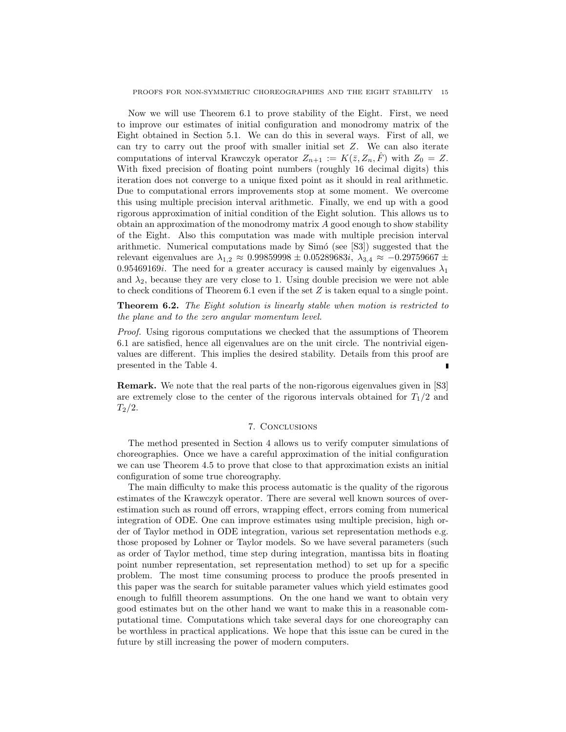Now we will use Theorem 6.1 to prove stability of the Eight. First, we need to improve our estimates of initial configuration and monodromy matrix of the Eight obtained in Section 5.1. We can do this in several ways. First of all, we can try to carry out the proof with smaller initial set $Z$. We can also iterate computations of interval Krawczyk operator $Z_{n+1} := K(\bar{z}, Z_n, \hat{F})$ with $Z_0 = Z$. With fixed precision of floating point numbers (roughly 16 decimal digits) this iteration does not converge to a unique fixed point as it should in real arithmetic. Due to computational errors improvements stop at some moment. We overcome this using multiple precision interval arithmetic. Finally, we end up with a good rigorous approximation of initial condition of the Eight solution. This allows us to obtain an approximation of the monodromy matrix $A$ good enough to show stability of the Eight. Also this computation was made with multiple precision interval arithmetic. Numerical computations made by Simó (see [S3]) suggested that the relevant eigenvalues are $\lambda_{1,2} \approx 0.99859998 \pm 0.05289683i$, $\lambda_{3,4} \approx -0.29759667 \pm 0.95469169i$. The need for a greater accuracy is caused mainly by eigenvalues $\lambda_1$ and $\lambda_2$, because they are very close to 1. Using double precision we were not able to check conditions of Theorem 6.1 even if the set $Z$ is taken equal to a single point.

**Theorem 6.2.** *The Eight solution is linearly stable when motion is restricted to the plane and to the zero angular momentum level.*

*Proof.* Using rigorous computations we checked that the assumptions of Theorem 6.1 are satisfied, hence all eigenvalues are on the unit circle. The nontrivial eigenvalues are different. This implies the desired stability. Details from this proof are presented in the Table 4. ∎

**Remark.** We note that the real parts of the non-rigorous eigenvalues given in [S3] are extremely close to the center of the rigorous intervals obtained for $T_1/2$ and $T_2/2$.

## 7. Conclusions

The method presented in Section 4 allows us to verify computer simulations of choreographies. Once we have a careful approximation of the initial configuration we can use Theorem 4.5 to prove that close to that approximation exists an initial configuration of some true choreography.

The main difficulty to make this process automatic is the quality of the rigorous estimates of the Krawczyk operator. There are several well known sources of overestimation such as round off errors, wrapping effect, errors coming from numerical integration of ODE. One can improve estimates using multiple precision, high order of Taylor method in ODE integration, various set representation methods e.g. those proposed by Lohner or Taylor models. So we have several parameters (such as order of Taylor method, time step during integration, mantissa bits in floating point number representation, set representation method) to set up for a specific problem. The most time consuming process to produce the proofs presented in this paper was the search for suitable parameter values which yield estimates good enough to fulfill theorem assumptions. On the one hand we want to obtain very good estimates but on the other hand we want to make this in a reasonable computational time. Computations which take several days for one choreography can be worthless in practical applications. We hope that this issue can be cured in the future by still increasing the power of modern computers.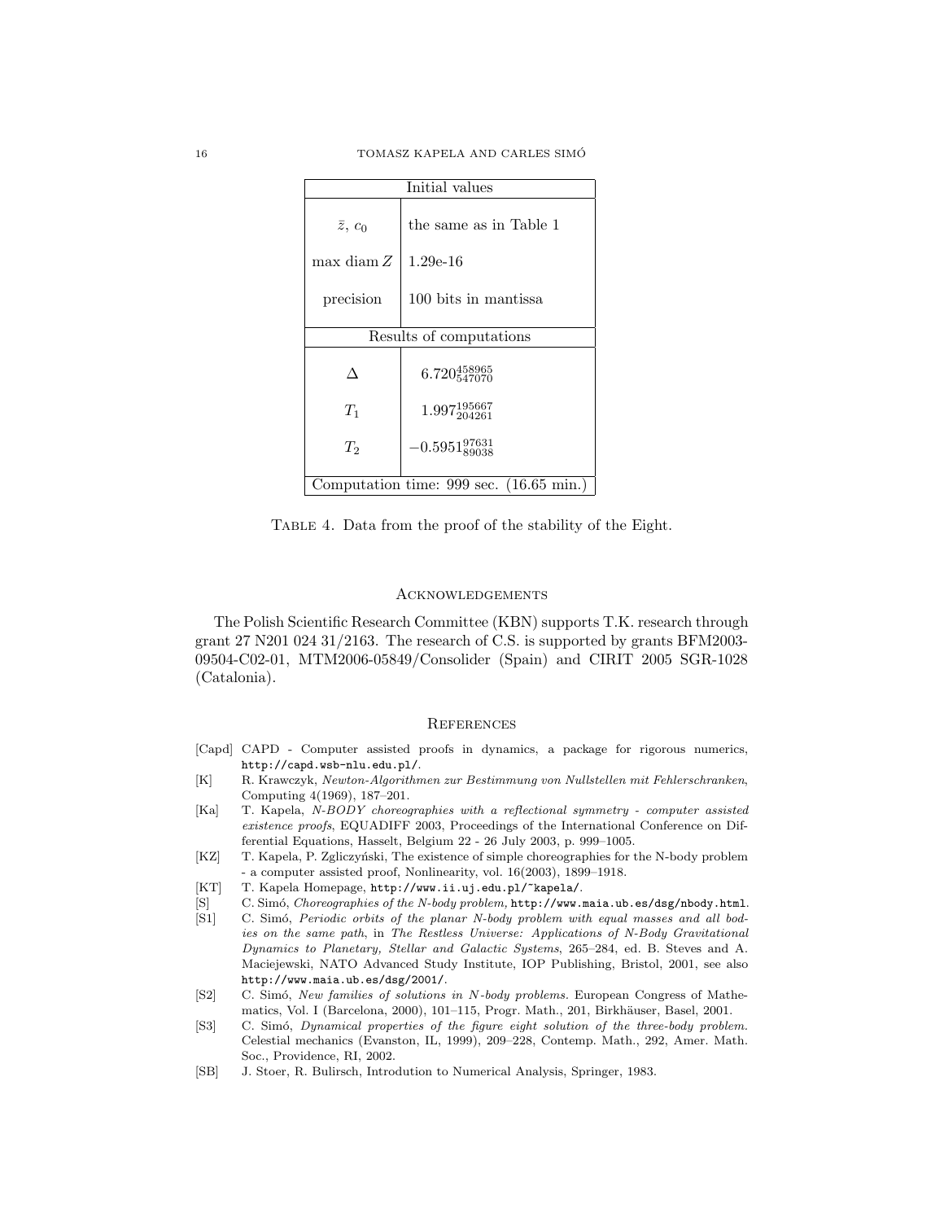| Initial values | |
|---|---|
| $\bar{z}$, $c_0$ | the same as in Table 1 |
| max diam $Z$ | 1.29e-16 |
| precision | 100 bits in mantissa |
| **Results of computations** | |
| $\Delta$ | $6.720^{458965}_{547070}$ |
| $T_1$ | $1.997^{195667}_{204261}$ |
| $T_2$ | $-0.5951^{97631}_{89038}$ |
| Computation time: 999 sec. (16.65 min.) | |

Table 4. Data from the proof of the stability of the Eight.

## Acknowledgements

The Polish Scientific Research Committee (KBN) supports T.K. research through grant 27 N201 024 31/2163. The research of C.S. is supported by grants BFM2003-09504-C02-01, MTM2006-05849/Consolider (Spain) and CIRIT 2005 SGR-1028 (Catalonia).

## References

- [Capd] CAPD - Computer assisted proofs in dynamics, a package for rigorous numerics, http://capd.wsb-nlu.edu.pl/.
- [K] R. Krawczyk, *Newton-Algorithmen zur Bestimmung von Nullstellen mit Fehlerschranken*, Computing 4(1969), 187–201.
- [Ka] T. Kapela, *N-BODY choreographies with a reflectional symmetry - computer assisted existence proofs*, EQUADIFF 2003, Proceedings of the International Conference on Differential Equations, Hasselt, Belgium 22 - 26 July 2003, p. 999–1005.
- [KZ] T. Kapela, P. Zgliczyński, The existence of simple choreographies for the N-body problem - a computer assisted proof, Nonlinearity, vol. 16(2003), 1899–1918.
- [KT] T. Kapela Homepage, http://www.ii.uj.edu.pl/~kapela/.
- [S] C. Simó, *Choreographies of the N-body problem*, http://www.maia.ub.es/dsg/nbody.html.
- [S1] C. Simó, *Periodic orbits of the planar N-body problem with equal masses and all bodies on the same path*, in *The Restless Universe: Applications of N-Body Gravitational Dynamics to Planetary, Stellar and Galactic Systems*, 265–284, ed. B. Steves and A. Maciejewski, NATO Advanced Study Institute, IOP Publishing, Bristol, 2001, see also http://www.maia.ub.es/dsg/2001/.
- [S2] C. Simó, *New families of solutions in N-body problems*. European Congress of Mathematics, Vol. I (Barcelona, 2000), 101–115, Progr. Math., 201, Birkhäuser, Basel, 2001.
- [S3] C. Simó, *Dynamical properties of the figure eight solution of the three-body problem.* Celestial mechanics (Evanston, IL, 1999), 209–228, Contemp. Math., 292, Amer. Math. Soc., Providence, RI, 2002.
- [SB] J. Stoer, R. Bulirsch, Introdution to Numerical Analysis, Springer, 1983.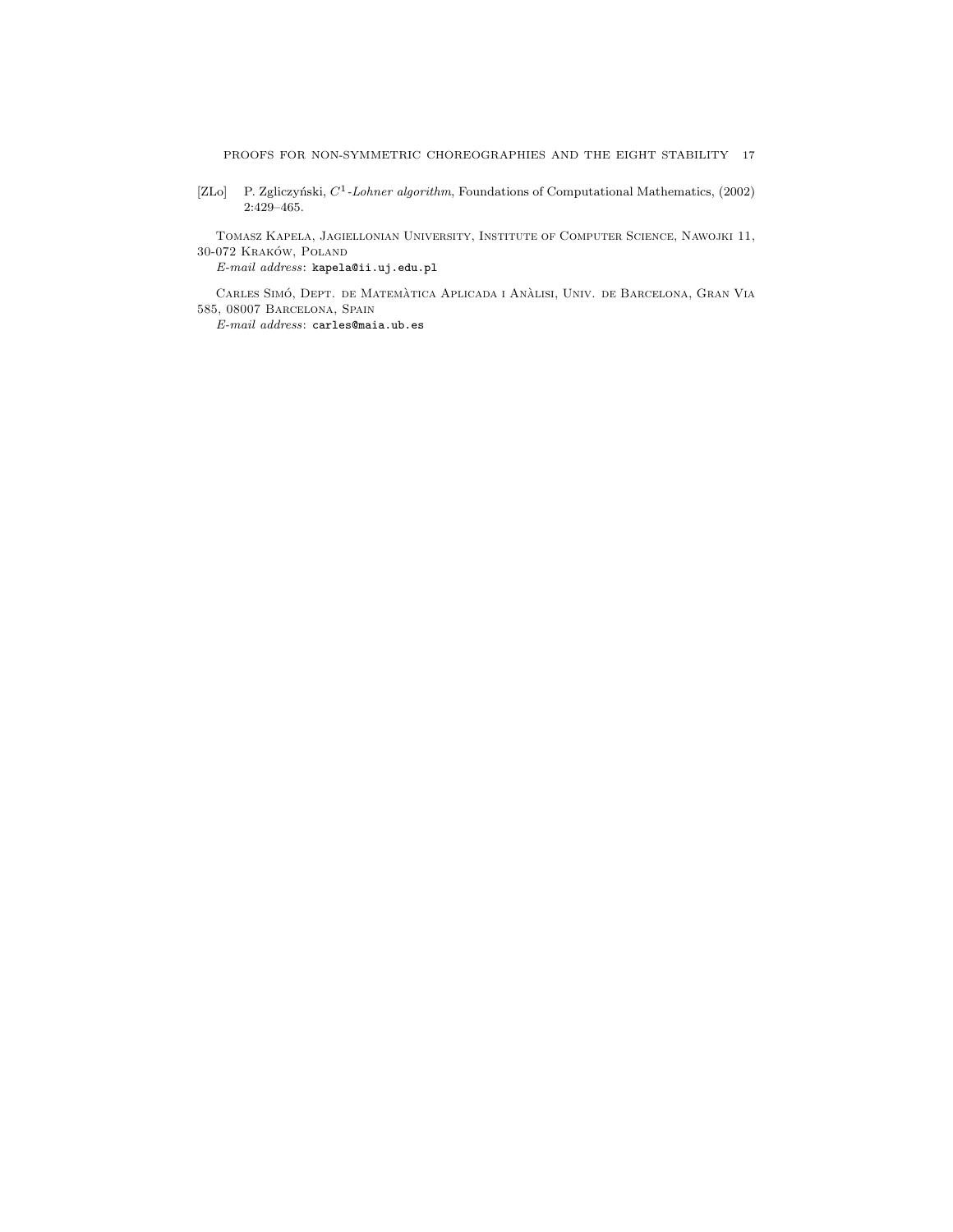[ZLo] P. Zgliczyński, $C^1$-*Lohner algorithm*, Foundations of Computational Mathematics, (2002) 2:429–465.

Tomasz Kapela, Jagiellonian University, Institute of Computer Science, Nawojki 11, 30-072 Kraków, Poland

*E-mail address*: kapela@ii.uj.edu.pl

Carles Simó, Dept. de Matemàtica Aplicada i Anàlisi, Univ. de Barcelona, Gran Via 585, 08007 Barcelona, Spain

*E-mail address*: carles@maia.ub.es